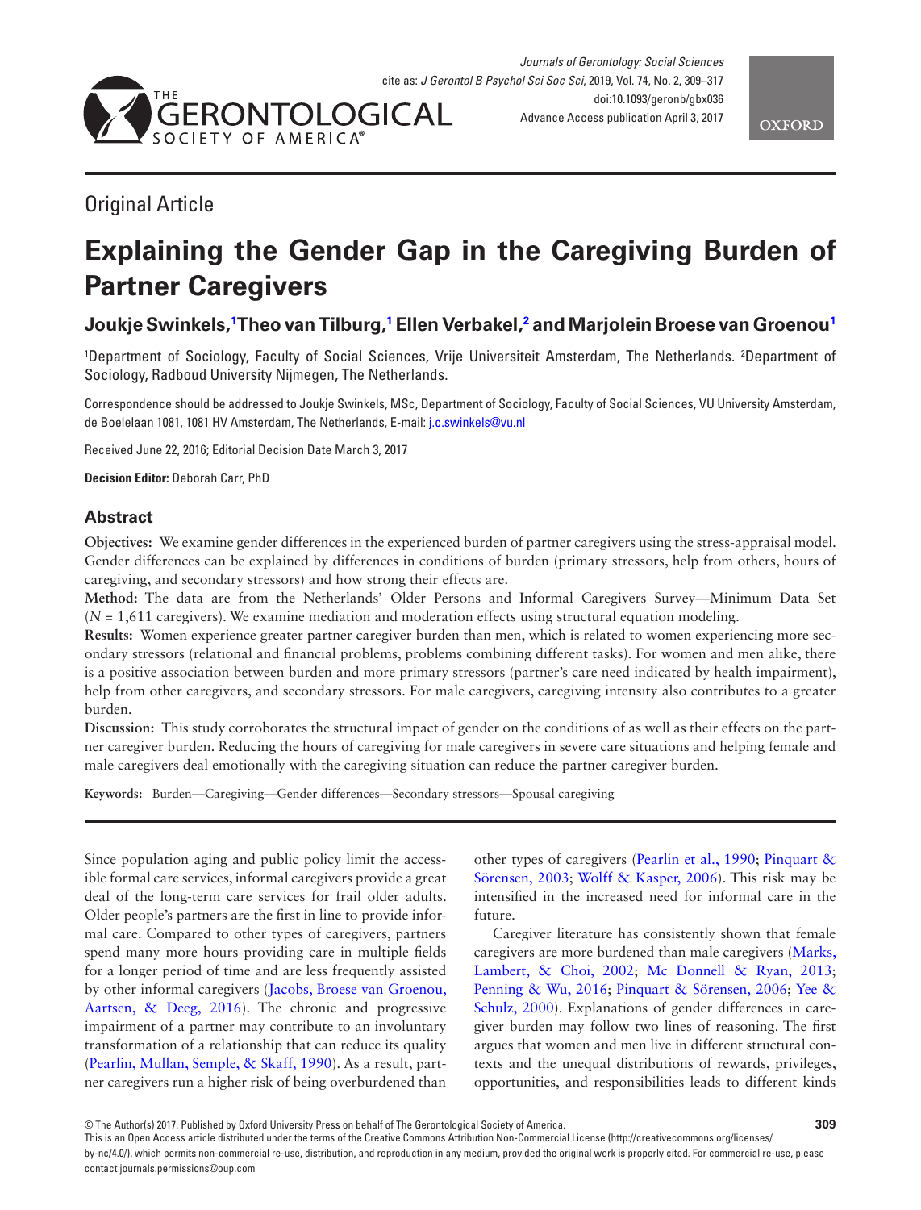Original Article

# Explaining the Gender Gap in the Caregiving Burden of Partner Caregivers

**Joukje Swinkels,[1] Theo van Tilburg,[1] Ellen Verbakel,[2] and Marjolein Broese van Groenou[1]**

[1]Department of Sociology, Faculty of Social Sciences, Vrije Universiteit Amsterdam, The Netherlands. [2]Department of Sociology, Radboud University Nijmegen, The Netherlands.

Correspondence should be addressed to Joukje Swinkels, MSc, Department of Sociology, Faculty of Social Sciences, VU University Amsterdam, de Boelelaan 1081, 1081 HV Amsterdam, The Netherlands, E-mail: j.c.swinkels@vu.nl

Received June 22, 2016; Editorial Decision Date March 3, 2017

**Decision Editor:** Deborah Carr, PhD

## Abstract

**Objectives:** We examine gender differences in the experienced burden of partner caregivers using the stress-appraisal model. Gender differences can be explained by differences in conditions of burden (primary stressors, help from others, hours of caregiving, and secondary stressors) and how strong their effects are.

**Method:** The data are from the Netherlands' Older Persons and Informal Caregivers Survey—Minimum Data Set (*N* = 1,611 caregivers). We examine mediation and moderation effects using structural equation modeling.

**Results:** Women experience greater partner caregiver burden than men, which is related to women experiencing more secondary stressors (relational and financial problems, problems combining different tasks). For women and men alike, there is a positive association between burden and more primary stressors (partner's care need indicated by health impairment), help from other caregivers, and secondary stressors. For male caregivers, caregiving intensity also contributes to a greater burden.

**Discussion:** This study corroborates the structural impact of gender on the conditions of as well as their effects on the partner caregiver burden. Reducing the hours of caregiving for male caregivers in severe care situations and helping female and male caregivers deal emotionally with the caregiving situation can reduce the partner caregiver burden.

**Keywords:** Burden—Caregiving—Gender differences—Secondary stressors—Spousal caregiving

Since population aging and public policy limit the accessible formal care services, informal caregivers provide a great deal of the long-term care services for frail older adults. Older people's partners are the first in line to provide informal care. Compared to other types of caregivers, partners spend many more hours providing care in multiple fields for a longer period of time and are less frequently assisted by other informal caregivers (Jacobs, Broese van Groenou, Aartsen, & Deeg, 2016). The chronic and progressive impairment of a partner may contribute to an involuntary transformation of a relationship that can reduce its quality (Pearlin, Mullan, Semple, & Skaff, 1990). As a result, partner caregivers run a higher risk of being overburdened than other types of caregivers (Pearlin et al., 1990; Pinquart & Sörensen, 2003; Wolff & Kasper, 2006). This risk may be intensified in the increased need for informal care in the future.

Caregiver literature has consistently shown that female caregivers are more burdened than male caregivers (Marks, Lambert, & Choi, 2002; Mc Donnell & Ryan, 2013; Penning & Wu, 2016; Pinquart & Sörensen, 2006; Yee & Schulz, 2000). Explanations of gender differences in caregiver burden may follow two lines of reasoning. The first argues that women and men live in different structural contexts and the unequal distributions of rewards, privileges, opportunities, and responsibilities leads to different kinds

© The Author(s) 2017. Published by Oxford University Press on behalf of The Gerontological Society of America.
This is an Open Access article distributed under the terms of the Creative Commons Attribution Non-Commercial License (http://creativecommons.org/licenses/by-nc/4.0/), which permits non-commercial re-use, distribution, and reproduction in any medium, provided the original work is properly cited. For commercial re-use, please contact journals.permissions@oup.com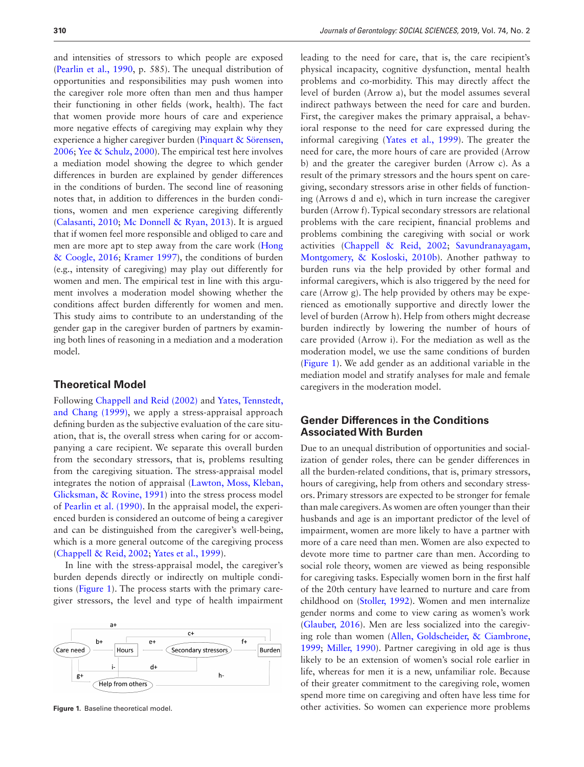and intensities of stressors to which people are exposed (Pearlin et al., 1990, p. 585). The unequal distribution of opportunities and responsibilities may push women into the caregiver role more often than men and thus hamper their functioning in other fields (work, health). The fact that women provide more hours of care and experience more negative effects of caregiving may explain why they experience a higher caregiver burden (Pinquart & Sörensen, 2006; Yee & Schulz, 2000). The empirical test here involves a mediation model showing the degree to which gender differences in burden are explained by gender differences in the conditions of burden. The second line of reasoning notes that, in addition to differences in the burden conditions, women and men experience caregiving differently (Calasanti, 2010; Mc Donnell & Ryan, 2013). It is argued that if women feel more responsible and obliged to care and men are more apt to step away from the care work (Hong & Coogle, 2016; Kramer 1997), the conditions of burden (e.g., intensity of caregiving) may play out differently for women and men. The empirical test in line with this argument involves a moderation model showing whether the conditions affect burden differently for women and men. This study aims to contribute to an understanding of the gender gap in the caregiver burden of partners by examining both lines of reasoning in a mediation and a moderation model.

## Theoretical Model

Following Chappell and Reid (2002) and Yates, Tennstedt, and Chang (1999), we apply a stress-appraisal approach defining burden as the subjective evaluation of the care situation, that is, the overall stress when caring for or accompanying a care recipient. We separate this overall burden from the secondary stressors, that is, problems resulting from the caregiving situation. The stress-appraisal model integrates the notion of appraisal (Lawton, Moss, Kleban, Glicksman, & Rovine, 1991) into the stress process model of Pearlin et al. (1990). In the appraisal model, the experienced burden is considered an outcome of being a caregiver and can be distinguished from the caregiver's well-being, which is a more general outcome of the caregiving process (Chappell & Reid, 2002; Yates et al., 1999).

In line with the stress-appraisal model, the caregiver's burden depends directly or indirectly on multiple conditions (Figure 1). The process starts with the primary caregiver stressors, the level and type of health impairment leading to the need for care, that is, the care recipient's physical incapacity, cognitive dysfunction, mental health problems and co-morbidity. This may directly affect the level of burden (Arrow a), but the model assumes several indirect pathways between the need for care and burden. First, the caregiver makes the primary appraisal, a behavioral response to the need for care expressed during the informal caregiving (Yates et al., 1999). The greater the need for care, the more hours of care are provided (Arrow b) and the greater the caregiver burden (Arrow c). As a result of the primary stressors and the hours spent on caregiving, secondary stressors arise in other fields of functioning (Arrows d and e), which in turn increase the caregiver burden (Arrow f). Typical secondary stressors are relational problems with the care recipient, financial problems and problems combining the caregiving with social or work activities (Chappell & Reid, 2002; Savundranayagam, Montgomery, & Kosloski, 2010b). Another pathway to burden runs via the help provided by other formal and informal caregivers, which is also triggered by the need for care (Arrow g). The help provided by others may be experienced as emotionally supportive and directly lower the level of burden (Arrow h). Help from others might decrease burden indirectly by lowering the number of hours of care provided (Arrow i). For the mediation as well as the moderation model, we use the same conditions of burden (Figure 1). We add gender as an additional variable in the mediation model and stratify analyses for male and female caregivers in the moderation model.

**Figure 1.** Baseline theoretical model.

## Gender Differences in the Conditions Associated With Burden

Due to an unequal distribution of opportunities and socialization of gender roles, there can be gender differences in all the burden-related conditions, that is, primary stressors, hours of caregiving, help from others and secondary stressors. Primary stressors are expected to be stronger for female than male caregivers. As women are often younger than their husbands and age is an important predictor of the level of impairment, women are more likely to have a partner with more of a care need than men. Women are also expected to devote more time to partner care than men. According to social role theory, women are viewed as being responsible for caregiving tasks. Especially women born in the first half of the 20th century have learned to nurture and care from childhood on (Stoller, 1992). Women and men internalize gender norms and come to view caring as women's work (Glauber, 2016). Men are less socialized into the caregiving role than women (Allen, Goldscheider, & Ciambrone, 1999; Miller, 1990). Partner caregiving in old age is thus likely to be an extension of women's social role earlier in life, whereas for men it is a new, unfamiliar role. Because of their greater commitment to the caregiving role, women spend more time on caregiving and often have less time for other activities. So women can experience more problems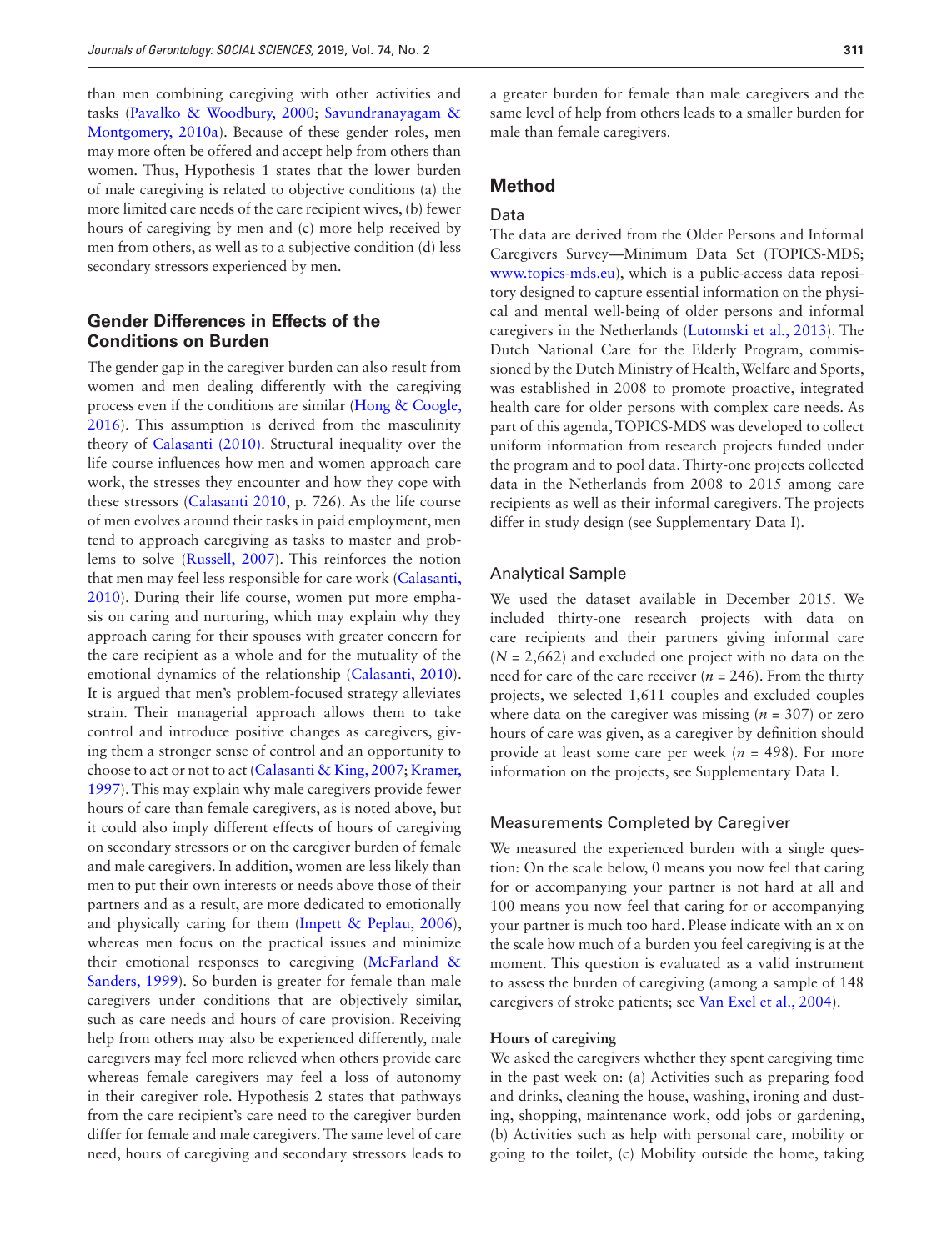than men combining caregiving with other activities and tasks (Pavalko & Woodbury, 2000; Savundranayagam & Montgomery, 2010a). Because of these gender roles, men may more often be offered and accept help from others than women. Thus, Hypothesis 1 states that the lower burden of male caregiving is related to objective conditions (a) the more limited care needs of the care recipient wives, (b) fewer hours of caregiving by men and (c) more help received by men from others, as well as to a subjective condition (d) less secondary stressors experienced by men.

## Gender Differences in Effects of the Conditions on Burden

The gender gap in the caregiver burden can also result from women and men dealing differently with the caregiving process even if the conditions are similar (Hong & Coogle, 2016). This assumption is derived from the masculinity theory of Calasanti (2010). Structural inequality over the life course influences how men and women approach care work, the stresses they encounter and how they cope with these stressors (Calasanti 2010, p. 726). As the life course of men evolves around their tasks in paid employment, men tend to approach caregiving as tasks to master and problems to solve (Russell, 2007). This reinforces the notion that men may feel less responsible for care work (Calasanti, 2010). During their life course, women put more emphasis on caring and nurturing, which may explain why they approach caring for their spouses with greater concern for the care recipient as a whole and for the mutuality of the emotional dynamics of the relationship (Calasanti, 2010). It is argued that men's problem-focused strategy alleviates strain. Their managerial approach allows them to take control and introduce positive changes as caregivers, giving them a stronger sense of control and an opportunity to choose to act or not to act (Calasanti & King, 2007; Kramer, 1997). This may explain why male caregivers provide fewer hours of care than female caregivers, as is noted above, but it could also imply different effects of hours of caregiving on secondary stressors or on the caregiver burden of female and male caregivers. In addition, women are less likely than men to put their own interests or needs above those of their partners and as a result, are more dedicated to emotionally and physically caring for them (Impett & Peplau, 2006), whereas men focus on the practical issues and minimize their emotional responses to caregiving (McFarland & Sanders, 1999). So burden is greater for female than male caregivers under conditions that are objectively similar, such as care needs and hours of care provision. Receiving help from others may also be experienced differently, male caregivers may feel more relieved when others provide care whereas female caregivers may feel a loss of autonomy in their caregiver role. Hypothesis 2 states that pathways from the care recipient's care need to the caregiver burden differ for female and male caregivers. The same level of care need, hours of caregiving and secondary stressors leads to a greater burden for female than male caregivers and the same level of help from others leads to a smaller burden for male than female caregivers.

## Method

### Data

The data are derived from the Older Persons and Informal Caregivers Survey—Minimum Data Set (TOPICS-MDS; www.topics-mds.eu), which is a public-access data repository designed to capture essential information on the physical and mental well-being of older persons and informal caregivers in the Netherlands (Lutomski et al., 2013). The Dutch National Care for the Elderly Program, commissioned by the Dutch Ministry of Health, Welfare and Sports, was established in 2008 to promote proactive, integrated health care for older persons with complex care needs. As part of this agenda, TOPICS-MDS was developed to collect uniform information from research projects funded under the program and to pool data. Thirty-one projects collected data in the Netherlands from 2008 to 2015 among care recipients as well as their informal caregivers. The projects differ in study design (see Supplementary Data I).

### Analytical Sample

We used the dataset available in December 2015. We included thirty-one research projects with data on care recipients and their partners giving informal care ($N$ = 2,662) and excluded one project with no data on the need for care of the care receiver ($n$ = 246). From the thirty projects, we selected 1,611 couples and excluded couples where data on the caregiver was missing ($n$ = 307) or zero hours of care was given, as a caregiver by definition should provide at least some care per week ($n$ = 498). For more information on the projects, see Supplementary Data I.

### Measurements Completed by Caregiver

We measured the experienced burden with a single question: On the scale below, 0 means you now feel that caring for or accompanying your partner is not hard at all and 100 means you now feel that caring for or accompanying your partner is much too hard. Please indicate with an x on the scale how much of a burden you feel caregiving is at the moment. This question is evaluated as a valid instrument to assess the burden of caregiving (among a sample of 148 caregivers of stroke patients; see Van Exel et al., 2004).

#### Hours of caregiving

We asked the caregivers whether they spent caregiving time in the past week on: (a) Activities such as preparing food and drinks, cleaning the house, washing, ironing and dusting, shopping, maintenance work, odd jobs or gardening, (b) Activities such as help with personal care, mobility or going to the toilet, (c) Mobility outside the home, taking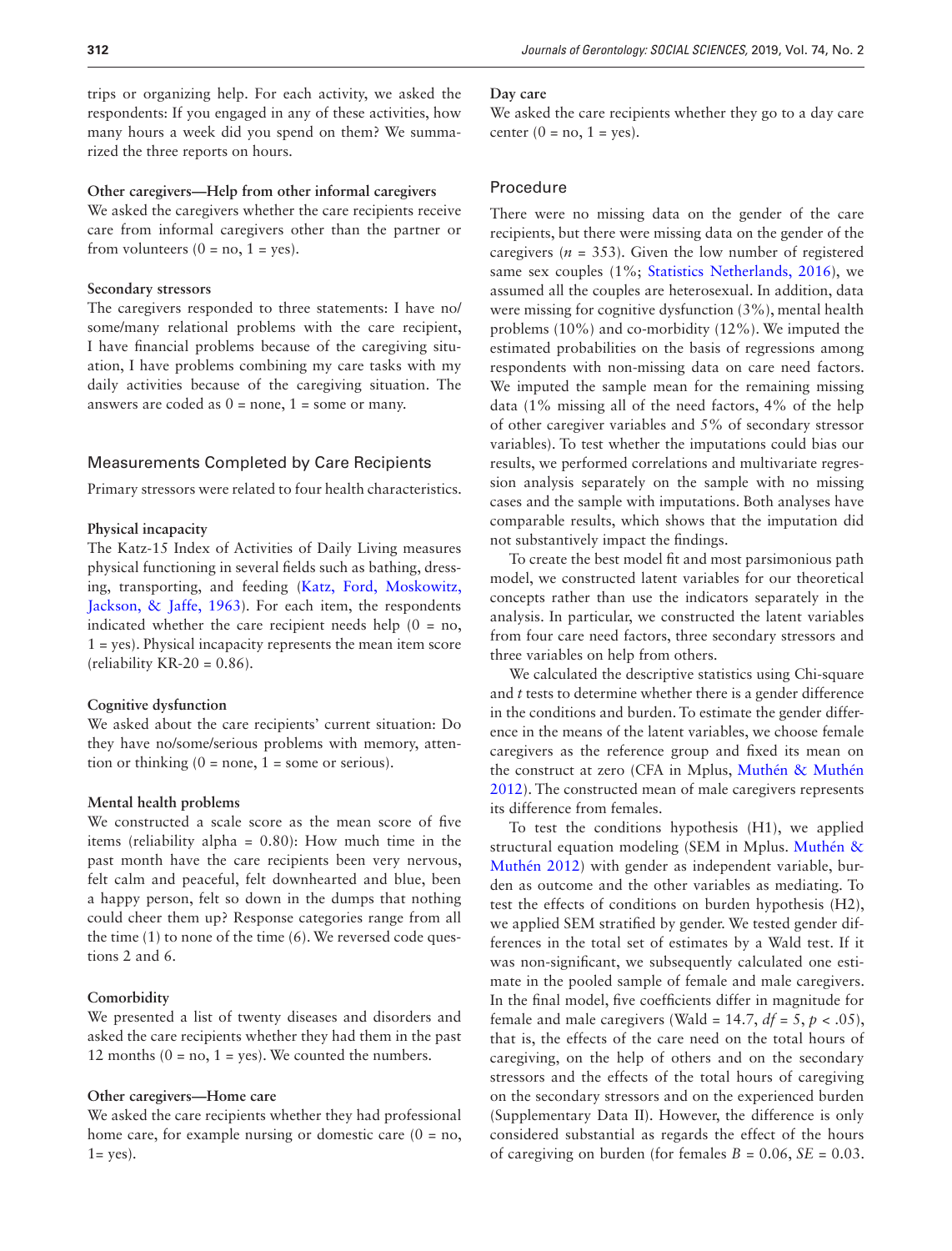trips or organizing help. For each activity, we asked the respondents: If you engaged in any of these activities, how many hours a week did you spend on them? We summarized the three reports on hours.

#### Other caregivers—Help from other informal caregivers

We asked the caregivers whether the care recipients receive care from informal caregivers other than the partner or from volunteers (0 = no, 1 = yes).

#### Secondary stressors

The caregivers responded to three statements: I have no/some/many relational problems with the care recipient, I have financial problems because of the caregiving situation, I have problems combining my care tasks with my daily activities because of the caregiving situation. The answers are coded as 0 = none, 1 = some or many.

### Measurements Completed by Care Recipients

Primary stressors were related to four health characteristics.

#### Physical incapacity

The Katz-15 Index of Activities of Daily Living measures physical functioning in several fields such as bathing, dressing, transporting, and feeding (Katz, Ford, Moskowitz, Jackson, & Jaffe, 1963). For each item, the respondents indicated whether the care recipient needs help (0 = no, 1 = yes). Physical incapacity represents the mean item score (reliability KR-20 = 0.86).

#### Cognitive dysfunction

We asked about the care recipients' current situation: Do they have no/some/serious problems with memory, attention or thinking (0 = none, 1 = some or serious).

#### Mental health problems

We constructed a scale score as the mean score of five items (reliability alpha = 0.80): How much time in the past month have the care recipients been very nervous, felt calm and peaceful, felt downhearted and blue, been a happy person, felt so down in the dumps that nothing could cheer them up? Response categories range from all the time (1) to none of the time (6). We reversed code questions 2 and 6.

#### Comorbidity

We presented a list of twenty diseases and disorders and asked the care recipients whether they had them in the past 12 months (0 = no, 1 = yes). We counted the numbers.

#### Other caregivers—Home care

We asked the care recipients whether they had professional home care, for example nursing or domestic care (0 = no, 1= yes).

#### Day care

We asked the care recipients whether they go to a day care center (0 = no, 1 = yes).

### Procedure

There were no missing data on the gender of the care recipients, but there were missing data on the gender of the caregivers ($n$ = 353). Given the low number of registered same sex couples (1%; Statistics Netherlands, 2016), we assumed all the couples are heterosexual. In addition, data were missing for cognitive dysfunction (3%), mental health problems (10%) and co-morbidity (12%). We imputed the estimated probabilities on the basis of regressions among respondents with non-missing data on care need factors. We imputed the sample mean for the remaining missing data (1% missing all of the need factors, 4% of the help of other caregiver variables and 5% of secondary stressor variables). To test whether the imputations could bias our results, we performed correlations and multivariate regression analysis separately on the sample with no missing cases and the sample with imputations. Both analyses have comparable results, which shows that the imputation did not substantively impact the findings.

To create the best model fit and most parsimonious path model, we constructed latent variables for our theoretical concepts rather than use the indicators separately in the analysis. In particular, we constructed the latent variables from four care need factors, three secondary stressors and three variables on help from others.

We calculated the descriptive statistics using Chi-square and $t$ tests to determine whether there is a gender difference in the conditions and burden. To estimate the gender difference in the means of the latent variables, we choose female caregivers as the reference group and fixed its mean on the construct at zero (CFA in Mplus, Muthén & Muthén 2012). The constructed mean of male caregivers represents its difference from females.

To test the conditions hypothesis (H1), we applied structural equation modeling (SEM in Mplus. Muthén & Muthén 2012) with gender as independent variable, burden as outcome and the other variables as mediating. To test the effects of conditions on burden hypothesis (H2), we applied SEM stratified by gender. We tested gender differences in the total set of estimates by a Wald test. If it was non-significant, we subsequently calculated one estimate in the pooled sample of female and male caregivers. In the final model, five coefficients differ in magnitude for female and male caregivers (Wald = 14.7, $df$ = 5, $p$ < .05), that is, the effects of the care need on the total hours of caregiving, on the help of others and on the secondary stressors and the effects of the total hours of caregiving on the secondary stressors and on the experienced burden (Supplementary Data II). However, the difference is only considered substantial as regards the effect of the hours of caregiving on burden (for females $B$ = 0.06, $SE$ = 0.03.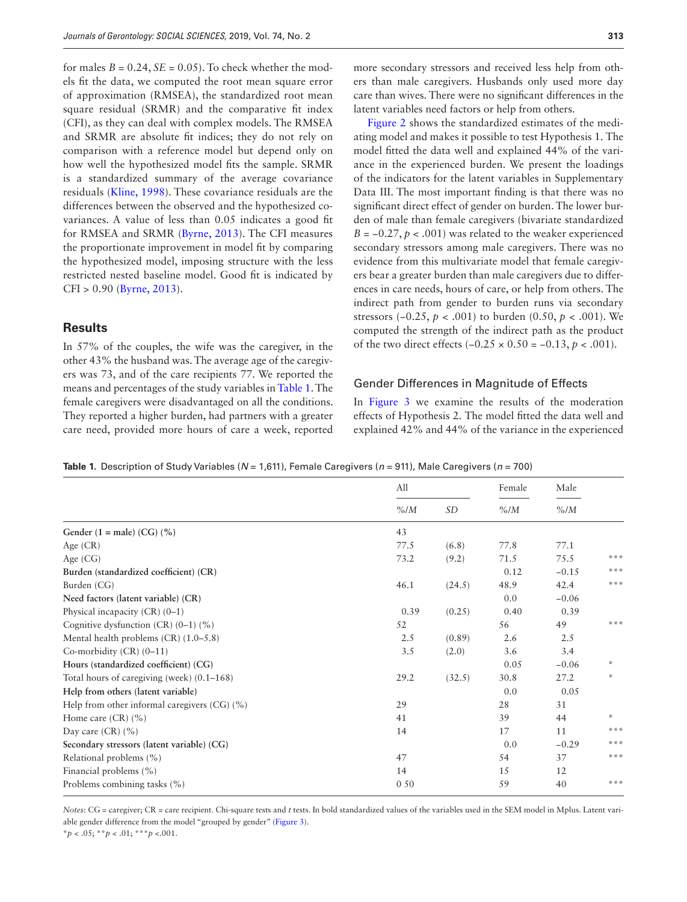for males $B = 0.24$, $SE = 0.05$). To check whether the models fit the data, we computed the root mean square error of approximation (RMSEA), the standardized root mean square residual (SRMR) and the comparative fit index (CFI), as they can deal with complex models. The RMSEA and SRMR are absolute fit indices; they do not rely on comparison with a reference model but depend only on how well the hypothesized model fits the sample. SRMR is a standardized summary of the average covariance residuals (Kline, 1998). These covariance residuals are the differences between the observed and the hypothesized covariances. A value of less than 0.05 indicates a good fit for RMSEA and SRMR (Byrne, 2013). The CFI measures the proportionate improvement in model fit by comparing the hypothesized model, imposing structure with the less restricted nested baseline model. Good fit is indicated by CFI > 0.90 (Byrne, 2013).

## Results

In 57% of the couples, the wife was the caregiver, in the other 43% the husband was. The average age of the caregivers was 73, and of the care recipients 77. We reported the means and percentages of the study variables in Table 1. The female caregivers were disadvantaged on all the conditions. They reported a higher burden, had partners with a greater care need, provided more hours of care a week, reported more secondary stressors and received less help from others than male caregivers. Husbands only used more day care than wives. There were no significant differences in the latent variables need factors or help from others.

Figure 2 shows the standardized estimates of the mediating model and makes it possible to test Hypothesis 1. The model fitted the data well and explained 44% of the variance in the experienced burden. We present the loadings of the indicators for the latent variables in Supplementary Data III. The most important finding is that there was no significant direct effect of gender on burden. The lower burden of male than female caregivers (bivariate standardized $B = -0.27$, $p < .001$) was related to the weaker experienced secondary stressors among male caregivers. There was no evidence from this multivariate model that female caregivers bear a greater burden than male caregivers due to differences in care needs, hours of care, or help from others. The indirect path from gender to burden runs via secondary stressors ($-0.25$, $p < .001$) to burden ($0.50$, $p < .001$). We computed the strength of the indirect path as the product of the two direct effects ($-0.25 \times 0.50 = -0.13$, $p < .001$).

### Gender Differences in Magnitude of Effects

In Figure 3 we examine the results of the moderation effects of Hypothesis 2. The model fitted the data well and explained 42% and 44% of the variance in the experienced

**Table 1.** Description of Study Variables ($N$ = 1,611), Female Caregivers ($n$ = 911), Male Caregivers ($n$ = 700)

| | All | | Female | Male | |
|---|---|---|---|---|---|
| | %/*M* | *SD* | %/*M* | %/*M* | |
| **Gender (1 = male) (CG) (%)** | 43 | | | | |
| Age (CR) | 77.5 | (6.8) | 77.8 | 77.1 | |
| Age (CG) | 73.2 | (9.2) | 71.5 | 75.5 | *** |
| **Burden (standardized coefficient) (CR)** | | | 0.12 | −0.15 | *** |
| Burden (CG) | 46.1 | (24.5) | 48.9 | 42.4 | *** |
| **Need factors (latent variable) (CR)** | | | 0.0 | −0.06 | |
| Physical incapacity (CR) (0–1) | 0.39 | (0.25) | 0.40 | 0.39 | |
| Cognitive dysfunction (CR) (0–1) (%) | 52 | | 56 | 49 | *** |
| Mental health problems (CR) (1.0–5.8) | 2.5 | (0.89) | 2.6 | 2.5 | |
| Co-morbidity (CR) (0–11) | 3.5 | (2.0) | 3.6 | 3.4 | |
| **Hours (standardized coefficient) (CG)** | | | 0.05 | −0.06 | * |
| Total hours of caregiving (week) (0.1–168) | 29.2 | (32.5) | 30.8 | 27.2 | * |
| **Help from others (latent variable)** | | | 0.0 | 0.05 | |
| Help from other informal caregivers (CG) (%) | 29 | | 28 | 31 | |
| Home care (CR) (%) | 41 | | 39 | 44 | * |
| Day care (CR) (%) | 14 | | 17 | 11 | *** |
| **Secondary stressors (latent variable) (CG)** | | | 0.0 | −0.29 | *** |
| Relational problems (%) | 47 | | 54 | 37 | *** |
| Financial problems (%) | 14 | | 15 | 12 | |
| Problems combining tasks (%) | 0 50 | | 59 | 40 | *** |

*Notes*: CG = caregiver; CR = care recipient. Chi-square tests and *t* tests. In bold standardized values of the variables used in the SEM model in Mplus. Latent variable gender difference from the model "grouped by gender" (Figure 3).
*$p < .05$; **$p < .01$; ***$p < .001$.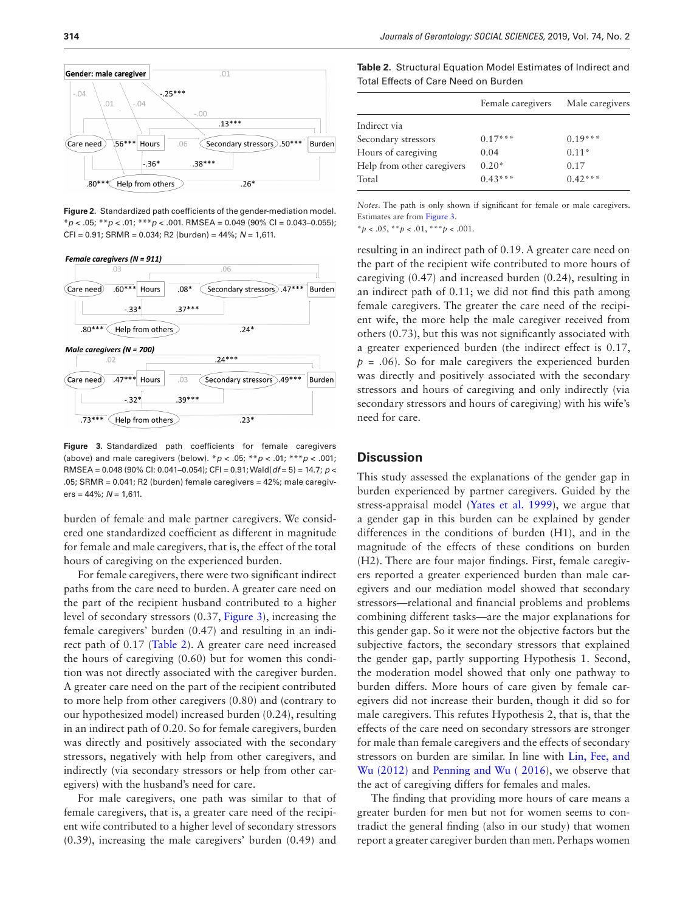Figure 2. Standardized path coefficients of the gender-mediation model. *p < .05; **p < .01; ***p < .001. RMSEA = 0.049 (90% CI = 0.043–0.055); CFI = 0.91; SRMR = 0.034; R2 (burden) = 44%; N = 1,611.

Figure 3. Standardized path coefficients for female caregivers (above) and male caregivers (below). *p < .05; **p < .01; ***p < .001; RMSEA = 0.048 (90% CI: 0.041–0.054); CFI = 0.91; Wald(df = 5) = 14.7; p < .05; SRMR = 0.041; R2 (burden) female caregivers = 42%; male caregivers = 44%; N = 1,611.

burden of female and male partner caregivers. We considered one standardized coefficient as different in magnitude for female and male caregivers, that is, the effect of the total hours of caregiving on the experienced burden.

For female caregivers, there were two significant indirect paths from the care need to burden. A greater care need on the part of the recipient husband contributed to a higher level of secondary stressors (0.37, Figure 3), increasing the female caregivers' burden (0.47) and resulting in an indirect path of 0.17 (Table 2). A greater care need increased the hours of caregiving (0.60) but for women this condition was not directly associated with the caregiver burden. A greater care need on the part of the recipient contributed to more help from other caregivers (0.80) and (contrary to our hypothesized model) increased burden (0.24), resulting in an indirect path of 0.20. So for female caregivers, burden was directly and positively associated with the secondary stressors, negatively with help from other caregivers, and indirectly (via secondary stressors or help from other caregivers) with the husband's need for care.

For male caregivers, one path was similar to that of female caregivers, that is, a greater care need of the recipient wife contributed to a higher level of secondary stressors (0.39), increasing the male caregivers' burden (0.49) and

**Table 2.** Structural Equation Model Estimates of Indirect and Total Effects of Care Need on Burden

| | Female caregivers | Male caregivers |
|---|---|---|
| Indirect via | | |
| Secondary stressors | 0.17*** | 0.19*** |
| Hours of caregiving | 0.04 | 0.11* |
| Help from other caregivers | 0.20* | 0.17 |
| Total | 0.43*** | 0.42*** |

*Notes*. The path is only shown if significant for female or male caregivers. Estimates are from Figure 3.
*p < .05, **p < .01, ***p < .001.

resulting in an indirect path of 0.19. A greater care need on the part of the recipient wife contributed to more hours of caregiving (0.47) and increased burden (0.24), resulting in an indirect path of 0.11; we did not find this path among female caregivers. The greater the care need of the recipient wife, the more help the male caregiver received from others (0.73), but this was not significantly associated with a greater experienced burden (the indirect effect is 0.17, $p = .06$). So for male caregivers the experienced burden was directly and positively associated with the secondary stressors and hours of caregiving and only indirectly (via secondary stressors and hours of caregiving) with his wife's need for care.

## Discussion

This study assessed the explanations of the gender gap in burden experienced by partner caregivers. Guided by the stress-appraisal model (Yates et al. 1999), we argue that a gender gap in this burden can be explained by gender differences in the conditions of burden (H1), and in the magnitude of the effects of these conditions on burden (H2). There are four major findings. First, female caregivers reported a greater experienced burden than male caregivers and our mediation model showed that secondary stressors—relational and financial problems and problems combining different tasks—are the major explanations for this gender gap. So it were not the objective factors but the subjective factors, the secondary stressors that explained the gender gap, partly supporting Hypothesis 1. Second, the moderation model showed that only one pathway to burden differs. More hours of care given by female caregivers did not increase their burden, though it did so for male caregivers. This refutes Hypothesis 2, that is, that the effects of the care need on secondary stressors are stronger for male than female caregivers and the effects of secondary stressors on burden are similar. In line with Lin, Fee, and Wu (2012) and Penning and Wu ( 2016), we observe that the act of caregiving differs for females and males.

The finding that providing more hours of care means a greater burden for men but not for women seems to contradict the general finding (also in our study) that women report a greater caregiver burden than men. Perhaps women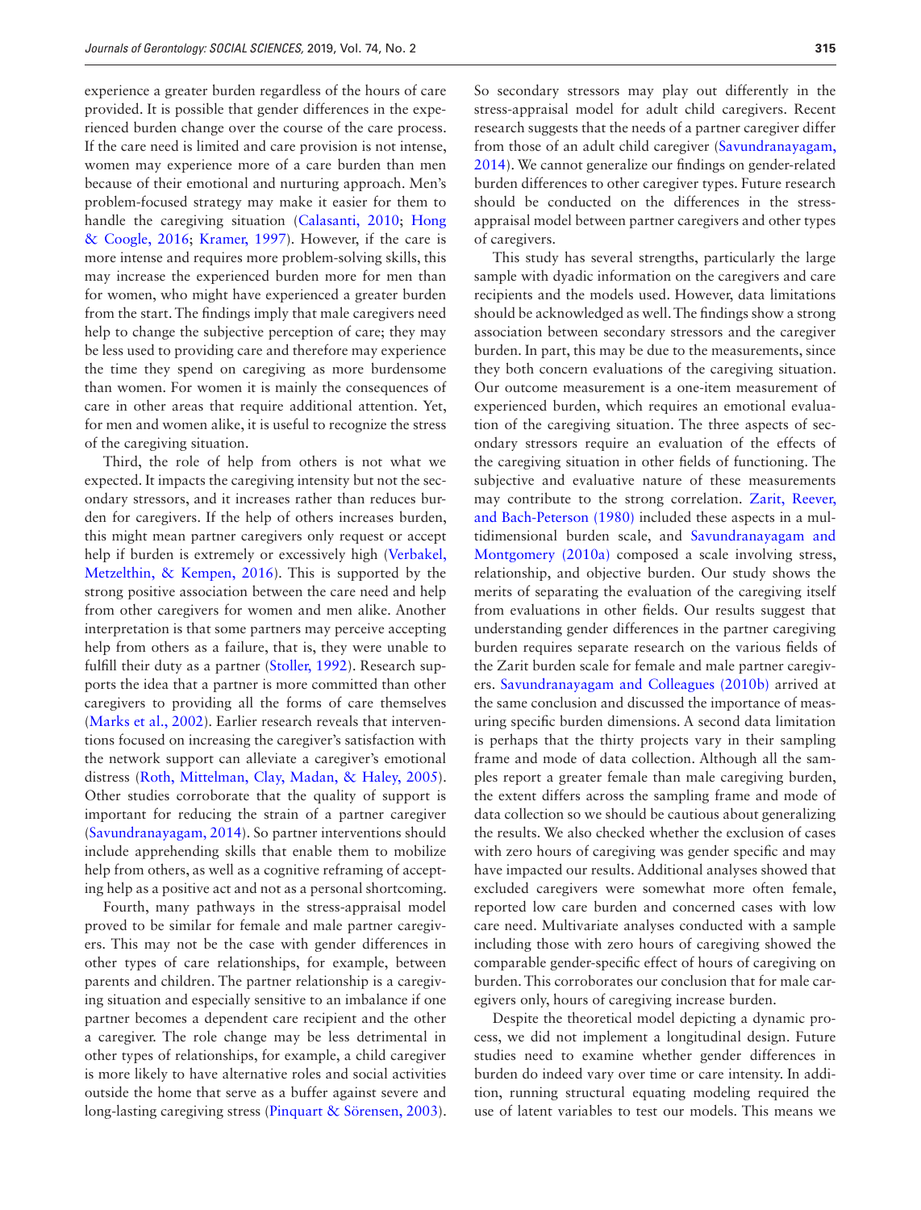experience a greater burden regardless of the hours of care provided. It is possible that gender differences in the experienced burden change over the course of the care process. If the care need is limited and care provision is not intense, women may experience more of a care burden than men because of their emotional and nurturing approach. Men's problem-focused strategy may make it easier for them to handle the caregiving situation (Calasanti, 2010; Hong & Coogle, 2016; Kramer, 1997). However, if the care is more intense and requires more problem-solving skills, this may increase the experienced burden more for men than for women, who might have experienced a greater burden from the start. The findings imply that male caregivers need help to change the subjective perception of care; they may be less used to providing care and therefore may experience the time they spend on caregiving as more burdensome than women. For women it is mainly the consequences of care in other areas that require additional attention. Yet, for men and women alike, it is useful to recognize the stress of the caregiving situation.

Third, the role of help from others is not what we expected. It impacts the caregiving intensity but not the secondary stressors, and it increases rather than reduces burden for caregivers. If the help of others increases burden, this might mean partner caregivers only request or accept help if burden is extremely or excessively high (Verbakel, Metzelthin, & Kempen, 2016). This is supported by the strong positive association between the care need and help from other caregivers for women and men alike. Another interpretation is that some partners may perceive accepting help from others as a failure, that is, they were unable to fulfill their duty as a partner (Stoller, 1992). Research supports the idea that a partner is more committed than other caregivers to providing all the forms of care themselves (Marks et al., 2002). Earlier research reveals that interventions focused on increasing the caregiver's satisfaction with the network support can alleviate a caregiver's emotional distress (Roth, Mittelman, Clay, Madan, & Haley, 2005). Other studies corroborate that the quality of support is important for reducing the strain of a partner caregiver (Savundranayagam, 2014). So partner interventions should include apprehending skills that enable them to mobilize help from others, as well as a cognitive reframing of accepting help as a positive act and not as a personal shortcoming.

Fourth, many pathways in the stress-appraisal model proved to be similar for female and male partner caregivers. This may not be the case with gender differences in other types of care relationships, for example, between parents and children. The partner relationship is a caregiving situation and especially sensitive to an imbalance if one partner becomes a dependent care recipient and the other a caregiver. The role change may be less detrimental in other types of relationships, for example, a child caregiver is more likely to have alternative roles and social activities outside the home that serve as a buffer against severe and long-lasting caregiving stress (Pinquart & Sörensen, 2003). So secondary stressors may play out differently in the stress-appraisal model for adult child caregivers. Recent research suggests that the needs of a partner caregiver differ from those of an adult child caregiver (Savundranayagam, 2014). We cannot generalize our findings on gender-related burden differences to other caregiver types. Future research should be conducted on the differences in the stress-appraisal model between partner caregivers and other types of caregivers.

This study has several strengths, particularly the large sample with dyadic information on the caregivers and care recipients and the models used. However, data limitations should be acknowledged as well. The findings show a strong association between secondary stressors and the caregiver burden. In part, this may be due to the measurements, since they both concern evaluations of the caregiving situation. Our outcome measurement is a one-item measurement of experienced burden, which requires an emotional evaluation of the caregiving situation. The three aspects of secondary stressors require an evaluation of the effects of the caregiving situation in other fields of functioning. The subjective and evaluative nature of these measurements may contribute to the strong correlation. Zarit, Reever, and Bach-Peterson (1980) included these aspects in a multidimensional burden scale, and Savundranayagam and Montgomery (2010a) composed a scale involving stress, relationship, and objective burden. Our study shows the merits of separating the evaluation of the caregiving itself from evaluations in other fields. Our results suggest that understanding gender differences in the partner caregiving burden requires separate research on the various fields of the Zarit burden scale for female and male partner caregivers. Savundranayagam and Colleagues (2010b) arrived at the same conclusion and discussed the importance of measuring specific burden dimensions. A second data limitation is perhaps that the thirty projects vary in their sampling frame and mode of data collection. Although all the samples report a greater female than male caregiving burden, the extent differs across the sampling frame and mode of data collection so we should be cautious about generalizing the results. We also checked whether the exclusion of cases with zero hours of caregiving was gender specific and may have impacted our results. Additional analyses showed that excluded caregivers were somewhat more often female, reported low care burden and concerned cases with low care need. Multivariate analyses conducted with a sample including those with zero hours of caregiving showed the comparable gender-specific effect of hours of caregiving on burden. This corroborates our conclusion that for male caregivers only, hours of caregiving increase burden.

Despite the theoretical model depicting a dynamic process, we did not implement a longitudinal design. Future studies need to examine whether gender differences in burden do indeed vary over time or care intensity. In addition, running structural equating modeling required the use of latent variables to test our models. This means we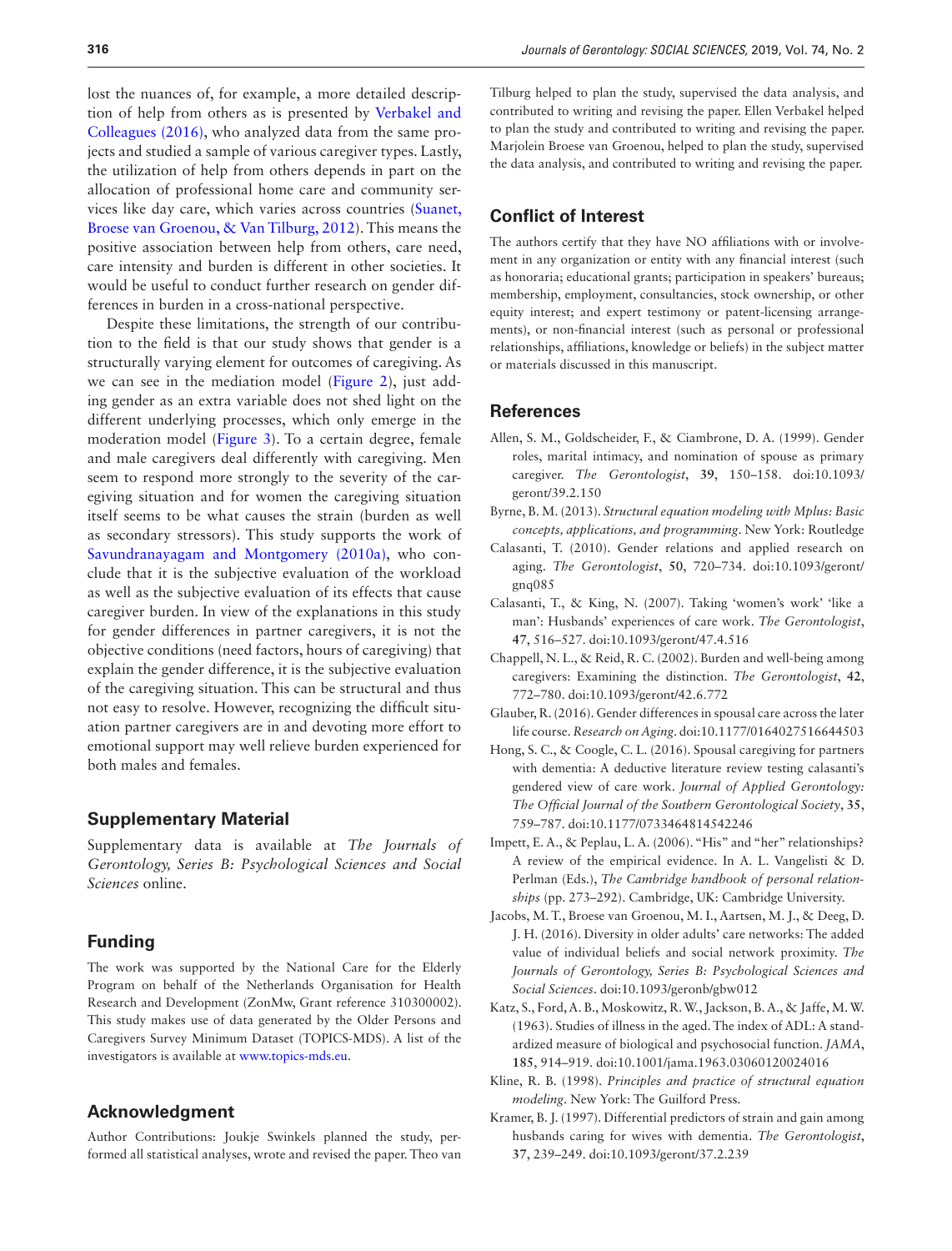lost the nuances of, for example, a more detailed description of help from others as is presented by Verbakel and Colleagues (2016), who analyzed data from the same projects and studied a sample of various caregiver types. Lastly, the utilization of help from others depends in part on the allocation of professional home care and community services like day care, which varies across countries (Suanet, Broese van Groenou, & Van Tilburg, 2012). This means the positive association between help from others, care need, care intensity and burden is different in other societies. It would be useful to conduct further research on gender differences in burden in a cross-national perspective.

Despite these limitations, the strength of our contribution to the field is that our study shows that gender is a structurally varying element for outcomes of caregiving. As we can see in the mediation model (Figure 2), just adding gender as an extra variable does not shed light on the different underlying processes, which only emerge in the moderation model (Figure 3). To a certain degree, female and male caregivers deal differently with caregiving. Men seem to respond more strongly to the severity of the caregiving situation and for women the caregiving situation itself seems to be what causes the strain (burden as well as secondary stressors). This study supports the work of Savundranayagam and Montgomery (2010a), who conclude that it is the subjective evaluation of the workload as well as the subjective evaluation of its effects that cause caregiver burden. In view of the explanations in this study for gender differences in partner caregivers, it is not the objective conditions (need factors, hours of caregiving) that explain the gender difference, it is the subjective evaluation of the caregiving situation. This can be structural and thus not easy to resolve. However, recognizing the difficult situation partner caregivers are in and devoting more effort to emotional support may well relieve burden experienced for both males and females.

## Supplementary Material

Supplementary data is available at *The Journals of Gerontology, Series B: Psychological Sciences and Social Sciences* online.

## Funding

The work was supported by the National Care for the Elderly Program on behalf of the Netherlands Organisation for Health Research and Development (ZonMw, Grant reference 310300002). This study makes use of data generated by the Older Persons and Caregivers Survey Minimum Dataset (TOPICS-MDS). A list of the investigators is available at www.topics-mds.eu.

## Acknowledgment

Author Contributions: Joukje Swinkels planned the study, performed all statistical analyses, wrote and revised the paper. Theo van Tilburg helped to plan the study, supervised the data analysis, and contributed to writing and revising the paper. Ellen Verbakel helped to plan the study and contributed to writing and revising the paper. Marjolein Broese van Groenou, helped to plan the study, supervised the data analysis, and contributed to writing and revising the paper.

## Conflict of Interest

The authors certify that they have NO affiliations with or involvement in any organization or entity with any financial interest (such as honoraria; educational grants; participation in speakers' bureaus; membership, employment, consultancies, stock ownership, or other equity interest; and expert testimony or patent-licensing arrangements), or non-financial interest (such as personal or professional relationships, affiliations, knowledge or beliefs) in the subject matter or materials discussed in this manuscript.

## References

Allen, S. M., Goldscheider, F., & Ciambrone, D. A. (1999). Gender roles, marital intimacy, and nomination of spouse as primary caregiver. *The Gerontologist*, **39**, 150–158. doi:10.1093/geront/39.2.150

Byrne, B. M. (2013). *Structural equation modeling with Mplus: Basic concepts, applications, and programming*. New York: Routledge

Calasanti, T. (2010). Gender relations and applied research on aging. *The Gerontologist*, **50**, 720–734. doi:10.1093/geront/gnq085

Calasanti, T., & King, N. (2007). Taking 'women's work' 'like a man': Husbands' experiences of care work. *The Gerontologist*, **47**, 516–527. doi:10.1093/geront/47.4.516

Chappell, N. L., & Reid, R. C. (2002). Burden and well-being among caregivers: Examining the distinction. *The Gerontologist*, **42**, 772–780. doi:10.1093/geront/42.6.772

Glauber, R. (2016). Gender differences in spousal care across the later life course. *Research on Aging*. doi:10.1177/0164027516644503

Hong, S. C., & Coogle, C. L. (2016). Spousal caregiving for partners with dementia: A deductive literature review testing calasanti's gendered view of care work. *Journal of Applied Gerontology: The Official Journal of the Southern Gerontological Society*, **35**, 759–787. doi:10.1177/0733464814542246

Impett, E. A., & Peplau, L. A. (2006). "His" and "her" relationships? A review of the empirical evidence. In A. L. Vangelisti & D. Perlman (Eds.), *The Cambridge handbook of personal relationships* (pp. 273–292). Cambridge, UK: Cambridge University.

Jacobs, M. T., Broese van Groenou, M. I., Aartsen, M. J., & Deeg, D. J. H. (2016). Diversity in older adults' care networks: The added value of individual beliefs and social network proximity. *The Journals of Gerontology, Series B: Psychological Sciences and Social Sciences*. doi:10.1093/geronb/gbw012

Katz, S., Ford, A. B., Moskowitz, R. W., Jackson, B. A., & Jaffe, M. W. (1963). Studies of illness in the aged. The index of ADL: A standardized measure of biological and psychosocial function. *JAMA*, **185**, 914–919. doi:10.1001/jama.1963.03060120024016

Kline, R. B. (1998). *Principles and practice of structural equation modeling*. New York: The Guilford Press.

Kramer, B. J. (1997). Differential predictors of strain and gain among husbands caring for wives with dementia. *The Gerontologist*, **37**, 239–249. doi:10.1093/geront/37.2.239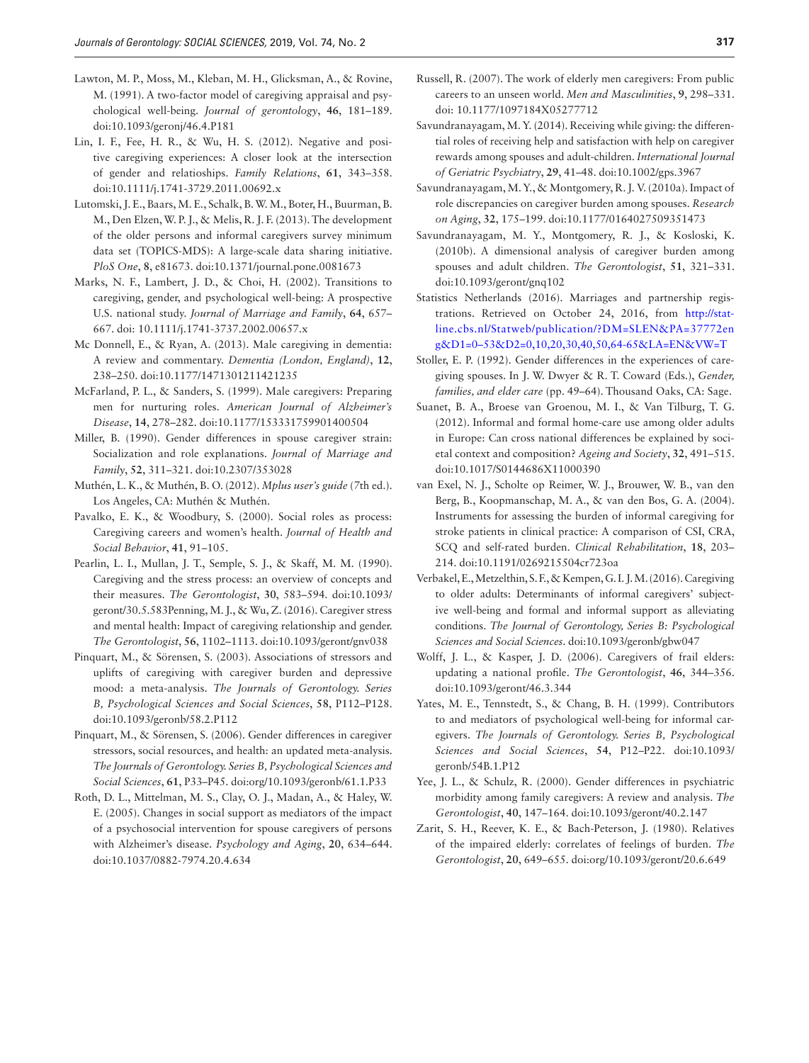Lawton, M. P., Moss, M., Kleban, M. H., Glicksman, A., & Rovine, M. (1991). A two-factor model of caregiving appraisal and psychological well-being. *Journal of gerontology*, **46**, 181–189. doi:10.1093/geronj/46.4.P181

Lin, I. F., Fee, H. R., & Wu, H. S. (2012). Negative and positive caregiving experiences: A closer look at the intersection of gender and relatioships. *Family Relations*, **61**, 343–358. doi:10.1111/j.1741-3729.2011.00692.x

Lutomski, J. E., Baars, M. E., Schalk, B. W. M., Boter, H., Buurman, B. M., Den Elzen, W. P. J., & Melis, R. J. F. (2013). The development of the older persons and informal caregivers survey minimum data set (TOPICS-MDS): A large-scale data sharing initiative. *PloS One*, **8**, e81673. doi:10.1371/journal.pone.0081673

Marks, N. F., Lambert, J. D., & Choi, H. (2002). Transitions to caregiving, gender, and psychological well-being: A prospective U.S. national study. *Journal of Marriage and Family*, **64**, 657–667. doi: 10.1111/j.1741-3737.2002.00657.x

Mc Donnell, E., & Ryan, A. (2013). Male caregiving in dementia: A review and commentary. *Dementia (London, England)*, **12**, 238–250. doi:10.1177/1471301211421235

McFarland, P. L., & Sanders, S. (1999). Male caregivers: Preparing men for nurturing roles. *American Journal of Alzheimer's Disease*, **14**, 278–282. doi:10.1177/153331759901400504

Miller, B. (1990). Gender differences in spouse caregiver strain: Socialization and role explanations. *Journal of Marriage and Family*, **52**, 311–321. doi:10.2307/353028

Muthén, L. K., & Muthén, B. O. (2012). *Mplus user's guide* (7th ed.). Los Angeles, CA: Muthén & Muthén.

Pavalko, E. K., & Woodbury, S. (2000). Social roles as process: Caregiving careers and women's health. *Journal of Health and Social Behavior*, **41**, 91–105.

Pearlin, L. I., Mullan, J. T., Semple, S. J., & Skaff, M. M. (1990). Caregiving and the stress process: an overview of concepts and their measures. *The Gerontologist*, **30**, 583–594. doi:10.1093/geront/30.5.583Penning, M. J., & Wu, Z. (2016). Caregiver stress and mental health: Impact of caregiving relationship and gender. *The Gerontologist*, **56**, 1102–1113. doi:10.1093/geront/gnv038

Pinquart, M., & Sörensen, S. (2003). Associations of stressors and uplifts of caregiving with caregiver burden and depressive mood: a meta-analysis. *The Journals of Gerontology. Series B, Psychological Sciences and Social Sciences*, **58**, P112–P128. doi:10.1093/geronb/58.2.P112

Pinquart, M., & Sörensen, S. (2006). Gender differences in caregiver stressors, social resources, and health: an updated meta-analysis. *The Journals of Gerontology. Series B, Psychological Sciences and Social Sciences*, **61**, P33–P45. doi:org/10.1093/geronb/61.1.P33

Roth, D. L., Mittelman, M. S., Clay, O. J., Madan, A., & Haley, W. E. (2005). Changes in social support as mediators of the impact of a psychosocial intervention for spouse caregivers of persons with Alzheimer's disease. *Psychology and Aging*, **20**, 634–644. doi:10.1037/0882-7974.20.4.634

Russell, R. (2007). The work of elderly men caregivers: From public careers to an unseen world. *Men and Masculinities*, **9**, 298–331. doi: 10.1177/1097184X05277712

Savundranayagam, M. Y. (2014). Receiving while giving: the differential roles of receiving help and satisfaction with help on caregiver rewards among spouses and adult-children. *International Journal of Geriatric Psychiatry*, **29**, 41–48. doi:10.1002/gps.3967

Savundranayagam, M. Y., & Montgomery, R. J. V. (2010a). Impact of role discrepancies on caregiver burden among spouses. *Research on Aging*, **32**, 175–199. doi:10.1177/0164027509351473

Savundranayagam, M. Y., Montgomery, R. J., & Kosloski, K. (2010b). A dimensional analysis of caregiver burden among spouses and adult children. *The Gerontologist*, **51**, 321–331. doi:10.1093/geront/gnq102

Statistics Netherlands (2016). Marriages and partnership registrations. Retrieved on October 24, 2016, from http://statline.cbs.nl/Statweb/publication/?DM=SLEN&PA=37772eng&D1=0–53&D2=0,10,20,30,40,50,64-65&LA=EN&VW=T

Stoller, E. P. (1992). Gender differences in the experiences of caregiving spouses. In J. W. Dwyer & R. T. Coward (Eds.), *Gender, families, and elder care* (pp. 49–64). Thousand Oaks, CA: Sage.

Suanet, B. A., Broese van Groenou, M. I., & Van Tilburg, T. G. (2012). Informal and formal home-care use among older adults in Europe: Can cross national differences be explained by societal context and composition? *Ageing and Society*, **32**, 491–515. doi:10.1017/S0144686X11000390

van Exel, N. J., Scholte op Reimer, W. J., Brouwer, W. B., van den Berg, B., Koopmanschap, M. A., & van den Bos, G. A. (2004). Instruments for assessing the burden of informal caregiving for stroke patients in clinical practice: A comparison of CSI, CRA, SCQ and self-rated burden. *Clinical Rehabilitation*, **18**, 203–214. doi:10.1191/0269215504cr723oa

Verbakel, E., Metzelthin, S. F., & Kempen, G. I. J. M. (2016). Caregiving to older adults: Determinants of informal caregivers' subjective well-being and formal and informal support as alleviating conditions. *The Journal of Gerontology, Series B: Psychological Sciences and Social Sciences*. doi:10.1093/geronb/gbw047

Wolff, J. L., & Kasper, J. D. (2006). Caregivers of frail elders: updating a national profile. *The Gerontologist*, **46**, 344–356. doi:10.1093/geront/46.3.344

Yates, M. E., Tennstedt, S., & Chang, B. H. (1999). Contributors to and mediators of psychological well-being for informal caregivers. *The Journals of Gerontology. Series B, Psychological Sciences and Social Sciences*, **54**, P12–P22. doi:10.1093/geronb/54B.1.P12

Yee, J. L., & Schulz, R. (2000). Gender differences in psychiatric morbidity among family caregivers: A review and analysis. *The Gerontologist*, **40**, 147–164. doi:10.1093/geront/40.2.147

Zarit, S. H., Reever, K. E., & Bach-Peterson, J. (1980). Relatives of the impaired elderly: correlates of feelings of burden. *The Gerontologist*, **20**, 649–655. doi:org/10.1093/geront/20.6.649